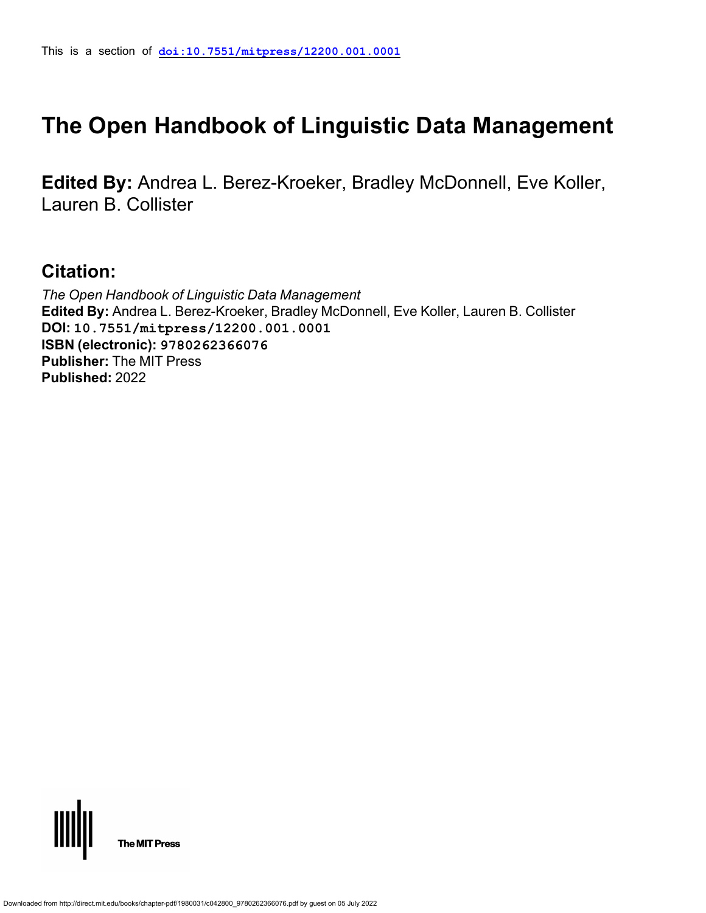This is a section of **doi:10.7551/mitpress/12200.001.0001**

# The Open Handbook of Linguistic Data Management

**Edited By:** Andrea L. Berez-Kroeker, Bradley McDonnell, Eve Koller, Lauren B. Collister

## Citation:

*The Open Handbook of Linguistic Data Management*
**Edited By:** Andrea L. Berez-Kroeker, Bradley McDonnell, Eve Koller, Lauren B. Collister
**DOI:** 10.7551/mitpress/12200.001.0001
**ISBN (electronic):** 9780262366076
**Publisher:** The MIT Press
**Published:** 2022

The MIT Press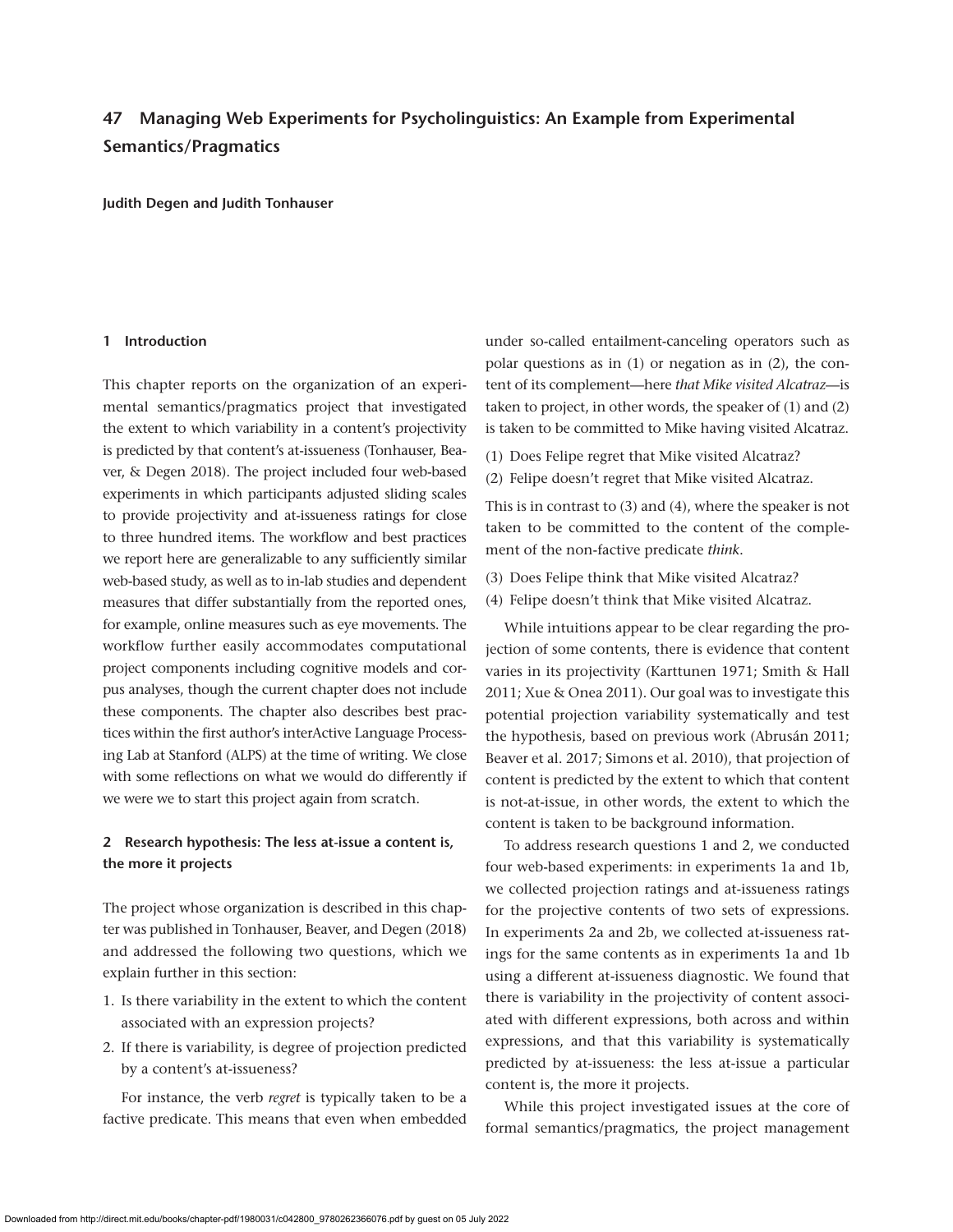# 47 Managing Web Experiments for Psycholinguistics: An Example from Experimental Semantics/Pragmatics

**Judith Degen and Judith Tonhauser**

## 1 Introduction

This chapter reports on the organization of an experimental semantics/pragmatics project that investigated the extent to which variability in a content's projectivity is predicted by that content's at-issueness (Tonhauser, Beaver, & Degen 2018). The project included four web-based experiments in which participants adjusted sliding scales to provide projectivity and at-issueness ratings for close to three hundred items. The workflow and best practices we report here are generalizable to any sufficiently similar web-based study, as well as to in-lab studies and dependent measures that differ substantially from the reported ones, for example, online measures such as eye movements. The workflow further easily accommodates computational project components including cognitive models and corpus analyses, though the current chapter does not include these components. The chapter also describes best practices within the first author's interActive Language Processing Lab at Stanford (ALPS) at the time of writing. We close with some reflections on what we would do differently if we were we to start this project again from scratch.

## 2 Research hypothesis: The less at-issue a content is, the more it projects

The project whose organization is described in this chapter was published in Tonhauser, Beaver, and Degen (2018) and addressed the following two questions, which we explain further in this section:

1. Is there variability in the extent to which the content associated with an expression projects?
2. If there is variability, is degree of projection predicted by a content's at-issueness?

For instance, the verb *regret* is typically taken to be a factive predicate. This means that even when embedded under so-called entailment-canceling operators such as polar questions as in (1) or negation as in (2), the content of its complement—here *that Mike visited Alcatraz*—is taken to project, in other words, the speaker of (1) and (2) is taken to be committed to Mike having visited Alcatraz.

(1) Does Felipe regret that Mike visited Alcatraz?
(2) Felipe doesn't regret that Mike visited Alcatraz.

This is in contrast to (3) and (4), where the speaker is not taken to be committed to the content of the complement of the non-factive predicate *think*.

(3) Does Felipe think that Mike visited Alcatraz?
(4) Felipe doesn't think that Mike visited Alcatraz.

While intuitions appear to be clear regarding the projection of some contents, there is evidence that content varies in its projectivity (Karttunen 1971; Smith & Hall 2011; Xue & Onea 2011). Our goal was to investigate this potential projection variability systematically and test the hypothesis, based on previous work (Abrusán 2011; Beaver et al. 2017; Simons et al. 2010), that projection of content is predicted by the extent to which that content is not-at-issue, in other words, the extent to which the content is taken to be background information.

To address research questions 1 and 2, we conducted four web-based experiments: in experiments 1a and 1b, we collected projection ratings and at-issueness ratings for the projective contents of two sets of expressions. In experiments 2a and 2b, we collected at-issueness ratings for the same contents as in experiments 1a and 1b using a different at-issueness diagnostic. We found that there is variability in the projectivity of content associated with different expressions, both across and within expressions, and that this variability is systematically predicted by at-issueness: the less at-issue a particular content is, the more it projects.

While this project investigated issues at the core of formal semantics/pragmatics, the project management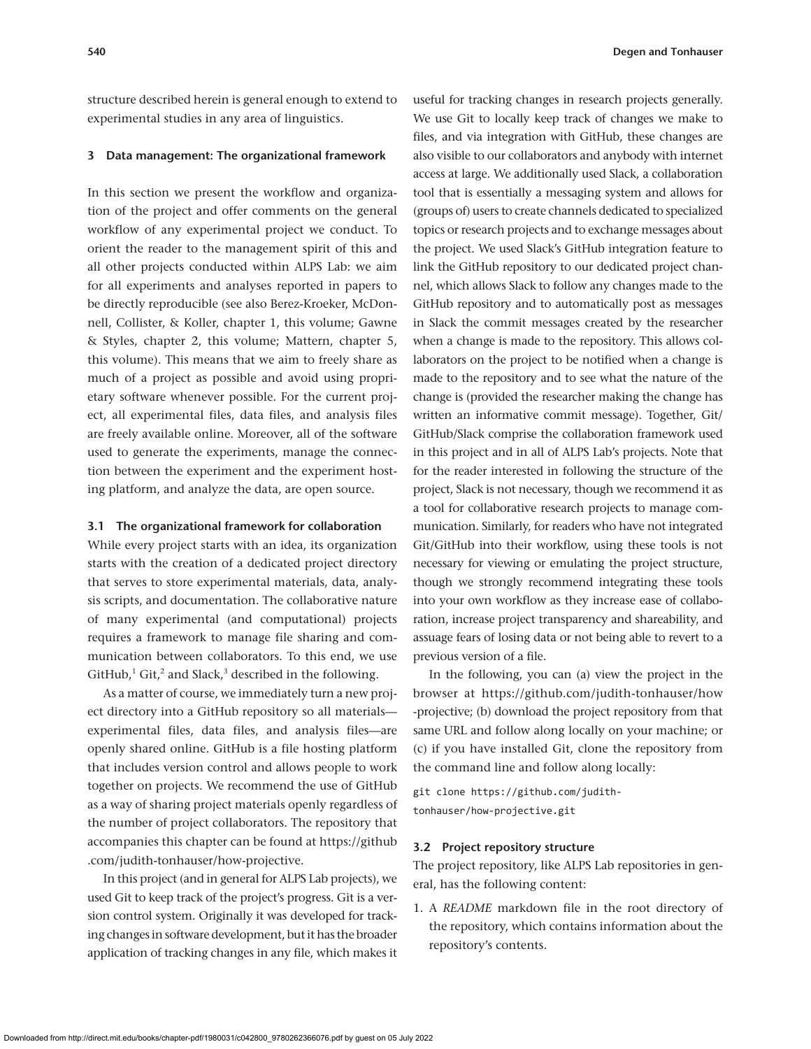structure described herein is general enough to extend to experimental studies in any area of linguistics.

## 3 Data management: The organizational framework

In this section we present the workflow and organization of the project and offer comments on the general workflow of any experimental project we conduct. To orient the reader to the management spirit of this and all other projects conducted within ALPS Lab: we aim for all experiments and analyses reported in papers to be directly reproducible (see also Berez-Kroeker, McDonnell, Collister, & Koller, chapter 1, this volume; Gawne & Styles, chapter 2, this volume; Mattern, chapter 5, this volume). This means that we aim to freely share as much of a project as possible and avoid using proprietary software whenever possible. For the current project, all experimental files, data files, and analysis files are freely available online. Moreover, all of the software used to generate the experiments, manage the connection between the experiment and the experiment hosting platform, and analyze the data, are open source.

### 3.1 The organizational framework for collaboration

While every project starts with an idea, its organization starts with the creation of a dedicated project directory that serves to store experimental materials, data, analysis scripts, and documentation. The collaborative nature of many experimental (and computational) projects requires a framework to manage file sharing and communication between collaborators. To this end, we use GitHub,[1] Git,[2] and Slack,[3] described in the following.

As a matter of course, we immediately turn a new project directory into a GitHub repository so all materials—experimental files, data files, and analysis files—are openly shared online. GitHub is a file hosting platform that includes version control and allows people to work together on projects. We recommend the use of GitHub as a way of sharing project materials openly regardless of the number of project collaborators. The repository that accompanies this chapter can be found at https://github.com/judith-tonhauser/how-projective.

In this project (and in general for ALPS Lab projects), we used Git to keep track of the project's progress. Git is a version control system. Originally it was developed for tracking changes in software development, but it has the broader application of tracking changes in any file, which makes it useful for tracking changes in research projects generally. We use Git to locally keep track of changes we make to files, and via integration with GitHub, these changes are also visible to our collaborators and anybody with internet access at large. We additionally used Slack, a collaboration tool that is essentially a messaging system and allows for (groups of) users to create channels dedicated to specialized topics or research projects and to exchange messages about the project. We used Slack's GitHub integration feature to link the GitHub repository to our dedicated project channel, which allows Slack to follow any changes made to the GitHub repository and to automatically post as messages in Slack the commit messages created by the researcher when a change is made to the repository. This allows collaborators on the project to be notified when a change is made to the repository and to see what the nature of the change is (provided the researcher making the change has written an informative commit message). Together, Git/GitHub/Slack comprise the collaboration framework used in this project and in all of ALPS Lab's projects. Note that for the reader interested in following the structure of the project, Slack is not necessary, though we recommend it as a tool for collaborative research projects to manage communication. Similarly, for readers who have not integrated Git/GitHub into their workflow, using these tools is not necessary for viewing or emulating the project structure, though we strongly recommend integrating these tools into your own workflow as they increase ease of collaboration, increase project transparency and shareability, and assuage fears of losing data or not being able to revert to a previous version of a file.

In the following, you can (a) view the project in the browser at https://github.com/judith-tonhauser/how-projective; (b) download the project repository from that same URL and follow along locally on your machine; or (c) if you have installed Git, clone the repository from the command line and follow along locally:

```
git clone https://github.com/judith-tonhauser/how-projective.git
```

### 3.2 Project repository structure

The project repository, like ALPS Lab repositories in general, has the following content:

1. A *README* markdown file in the root directory of the repository, which contains information about the repository's contents.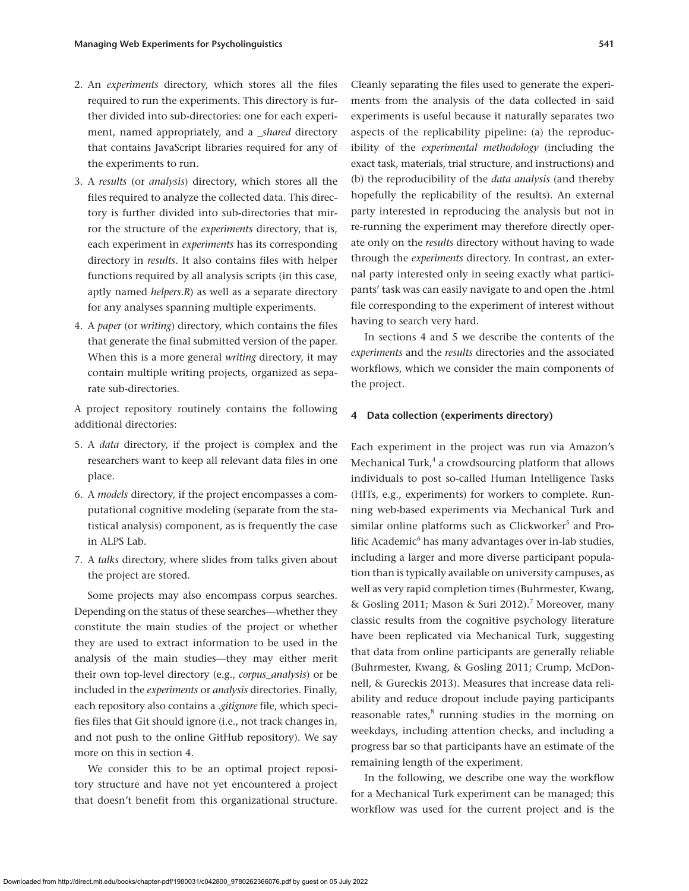2. An *experiments* directory, which stores all the files required to run the experiments. This directory is further divided into sub-directories: one for each experiment, named appropriately, and a *_shared* directory that contains JavaScript libraries required for any of the experiments to run.
3. A *results* (or *analysis*) directory, which stores all the files required to analyze the collected data. This directory is further divided into sub-directories that mirror the structure of the *experiments* directory, that is, each experiment in *experiments* has its corresponding directory in *results*. It also contains files with helper functions required by all analysis scripts (in this case, aptly named *helpers.R*) as well as a separate directory for any analyses spanning multiple experiments.
4. A *paper* (or *writing*) directory, which contains the files that generate the final submitted version of the paper. When this is a more general *writing* directory, it may contain multiple writing projects, organized as separate sub-directories.

A project repository routinely contains the following additional directories:

5. A *data* directory, if the project is complex and the researchers want to keep all relevant data files in one place.
6. A *models* directory, if the project encompasses a computational cognitive modeling (separate from the statistical analysis) component, as is frequently the case in ALPS Lab.
7. A *talks* directory, where slides from talks given about the project are stored.

Some projects may also encompass corpus searches. Depending on the status of these searches—whether they constitute the main studies of the project or whether they are used to extract information to be used in the analysis of the main studies—they may either merit their own top-level directory (e.g., *corpus_analysis*) or be included in the *experiments* or *analysis* directories. Finally, each repository also contains a *.gitignore* file, which specifies files that Git should ignore (i.e., not track changes in, and not push to the online GitHub repository). We say more on this in section 4.

We consider this to be an optimal project repository structure and have not yet encountered a project that doesn't benefit from this organizational structure. Cleanly separating the files used to generate the experiments from the analysis of the data collected in said experiments is useful because it naturally separates two aspects of the replicability pipeline: (a) the reproducibility of the *experimental methodology* (including the exact task, materials, trial structure, and instructions) and (b) the reproducibility of the *data analysis* (and thereby hopefully the replicability of the results). An external party interested in reproducing the analysis but not in re-running the experiment may therefore directly operate only on the *results* directory without having to wade through the *experiments* directory. In contrast, an external party interested only in seeing exactly what participants' task was can easily navigate to and open the .html file corresponding to the experiment of interest without having to search very hard.

In sections 4 and 5 we describe the contents of the *experiments* and the *results* directories and the associated workflows, which we consider the main components of the project.

## 4 Data collection (experiments directory)

Each experiment in the project was run via Amazon's Mechanical Turk,[4] a crowdsourcing platform that allows individuals to post so-called Human Intelligence Tasks (HITs, e.g., experiments) for workers to complete. Running web-based experiments via Mechanical Turk and similar online platforms such as Clickworker[5] and Prolific Academic[6] has many advantages over in-lab studies, including a larger and more diverse participant population than is typically available on university campuses, as well as very rapid completion times (Buhrmester, Kwang, & Gosling 2011; Mason & Suri 2012).[7] Moreover, many classic results from the cognitive psychology literature have been replicated via Mechanical Turk, suggesting that data from online participants are generally reliable (Buhrmester, Kwang, & Gosling 2011; Crump, McDonnell, & Gureckis 2013). Measures that increase data reliability and reduce dropout include paying participants reasonable rates,[8] running studies in the morning on weekdays, including attention checks, and including a progress bar so that participants have an estimate of the remaining length of the experiment.

In the following, we describe one way the workflow for a Mechanical Turk experiment can be managed; this workflow was used for the current project and is the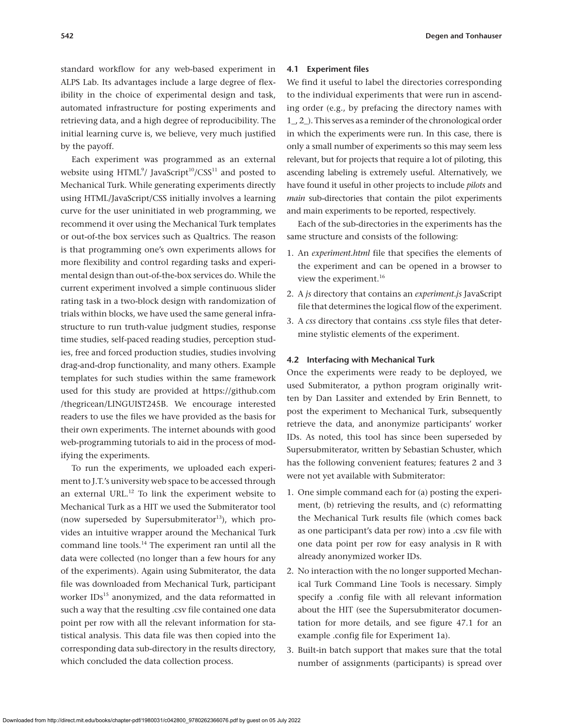standard workflow for any web-based experiment in ALPS Lab. Its advantages include a large degree of flexibility in the choice of experimental design and task, automated infrastructure for posting experiments and retrieving data, and a high degree of reproducibility. The initial learning curve is, we believe, very much justified by the payoff.

Each experiment was programmed as an external website using HTML[9]/ JavaScript[10]/CSS[11] and posted to Mechanical Turk. While generating experiments directly using HTML/JavaScript/CSS initially involves a learning curve for the user uninitiated in web programming, we recommend it over using the Mechanical Turk templates or out-of-the box services such as Qualtrics. The reason is that programming one's own experiments allows for more flexibility and control regarding tasks and experimental design than out-of-the-box services do. While the current experiment involved a simple continuous slider rating task in a two-block design with randomization of trials within blocks, we have used the same general infrastructure to run truth-value judgment studies, response time studies, self-paced reading studies, perception studies, free and forced production studies, studies involving drag-and-drop functionality, and many others. Example templates for such studies within the same framework used for this study are provided at https://github.com/thegricean/LINGUIST245B. We encourage interested readers to use the files we have provided as the basis for their own experiments. The internet abounds with good web-programming tutorials to aid in the process of modifying the experiments.

To run the experiments, we uploaded each experiment to J.T.'s university web space to be accessed through an external URL.[12] To link the experiment website to Mechanical Turk as a HIT we used the Submiterator tool (now superseded by Supersubmiterator[13]), which provides an intuitive wrapper around the Mechanical Turk command line tools.[14] The experiment ran until all the data were collected (no longer than a few hours for any of the experiments). Again using Submiterator, the data file was downloaded from Mechanical Turk, participant worker IDs[15] anonymized, and the data reformatted in such a way that the resulting .csv file contained one data point per row with all the relevant information for statistical analysis. This data file was then copied into the corresponding data sub-directory in the results directory, which concluded the data collection process.

### 4.1 Experiment files

We find it useful to label the directories corresponding to the individual experiments that were run in ascending order (e.g., by prefacing the directory names with 1_, 2_). This serves as a reminder of the chronological order in which the experiments were run. In this case, there is only a small number of experiments so this may seem less relevant, but for projects that require a lot of piloting, this ascending labeling is extremely useful. Alternatively, we have found it useful in other projects to include *pilots* and *main* sub-directories that contain the pilot experiments and main experiments to be reported, respectively.

Each of the sub-directories in the experiments has the same structure and consists of the following:

1. An *experiment.html* file that specifies the elements of the experiment and can be opened in a browser to view the experiment.[16]
2. A *js* directory that contains an *experiment.js* JavaScript file that determines the logical flow of the experiment.
3. A *css* directory that contains .css style files that determine stylistic elements of the experiment.

### 4.2 Interfacing with Mechanical Turk

Once the experiments were ready to be deployed, we used Submiterator, a python program originally written by Dan Lassiter and extended by Erin Bennett, to post the experiment to Mechanical Turk, subsequently retrieve the data, and anonymize participants' worker IDs. As noted, this tool has since been superseded by Supersubmiterator, written by Sebastian Schuster, which has the following convenient features; features 2 and 3 were not yet available with Submiterator:

1. One simple command each for (a) posting the experiment, (b) retrieving the results, and (c) reformatting the Mechanical Turk results file (which comes back as one participant's data per row) into a .csv file with one data point per row for easy analysis in R with already anonymized worker IDs.
2. No interaction with the no longer supported Mechanical Turk Command Line Tools is necessary. Simply specify a .config file with all relevant information about the HIT (see the Supersubmiterator documentation for more details, and see figure 47.1 for an example .config file for Experiment 1a).
3. Built-in batch support that makes sure that the total number of assignments (participants) is spread over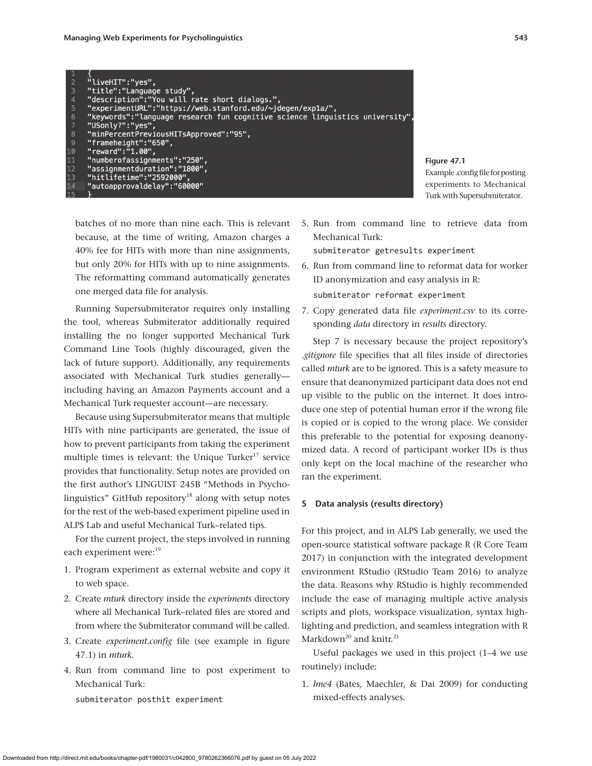```
{
"liveHIT":"yes",
"title":"Language study",
"description":"You will rate short dialogs.",
"experimentURL":"https://web.stanford.edu/~jdegen/exp1a/",
"keywords":"language research fun cognitive science linguistics university",
"USonly?":"yes",
"minPercentPreviousHITsApproved":"95",
"frameheight":"650",
"reward":"1.00",
"numberofassignments":"250",
"assignmentduration":"1800",
"hitlifetime":"2592000",
"autoapprovaldelay":"60000"
}
```

**Figure 47.1**
Example .config file for posting experiments to Mechanical Turk with Supersubmiterator.

batches of no more than nine each. This is relevant because, at the time of writing, Amazon charges a 40% fee for HITs with more than nine assignments, but only 20% for HITs with up to nine assignments. The reformatting command automatically generates one merged data file for analysis.

Running Supersubmiterator requires only installing the tool, whereas Submiterator additionally required installing the no longer supported Mechanical Turk Command Line Tools (highly discouraged, given the lack of future support). Additionally, any requirements associated with Mechanical Turk studies generally—including having an Amazon Payments account and a Mechanical Turk requester account—are necessary.

Because using Supersubmiterator means that multiple HITs with nine participants are generated, the issue of how to prevent participants from taking the experiment multiple times is relevant: the Unique Turker[17] service provides that functionality. Setup notes are provided on the first author's LINGUIST 245B "Methods in Psycholinguistics" GitHub repository[18] along with setup notes for the rest of the web-based experiment pipeline used in ALPS Lab and useful Mechanical Turk–related tips.

For the current project, the steps involved in running each experiment were:[19]

1. Program experiment as external website and copy it to web space.
2. Create *mturk* directory inside the *experiments* directory where all Mechanical Turk–related files are stored and from where the Submiterator command will be called.
3. Create *experiment.config* file (see example in figure 47.1) in *mturk*.
4. Run from command line to post experiment to Mechanical Turk:
   `submiterator posthit experiment`
5. Run from command line to retrieve data from Mechanical Turk:
   `submiterator getresults experiment`
6. Run from command line to reformat data for worker ID anonymization and easy analysis in R:
   `submiterator reformat experiment`
7. Copy generated data file *experiment.csv* to its corresponding *data* directory in *results* directory.

Step 7 is necessary because the project repository's *.gitignore* file specifies that all files inside of directories called *mturk* are to be ignored. This is a safety measure to ensure that deanonymized participant data does not end up visible to the public on the internet. It does introduce one step of potential human error if the wrong file is copied or is copied to the wrong place. We consider this preferable to the potential for exposing deanonymized data. A record of participant worker IDs is thus only kept on the local machine of the researcher who ran the experiment.

## 5 Data analysis (results directory)

For this project, and in ALPS Lab generally, we used the open-source statistical software package R (R Core Team 2017) in conjunction with the integrated development environment RStudio (RStudio Team 2016) to analyze the data. Reasons why RStudio is highly recommended include the ease of managing multiple active analysis scripts and plots, workspace visualization, syntax highlighting and prediction, and seamless integration with R Markdown[20] and knitr.[21]

Useful packages we used in this project (1–4 we use routinely) include:

1. *lme4* (Bates, Maechler, & Dai 2009) for conducting mixed-effects analyses.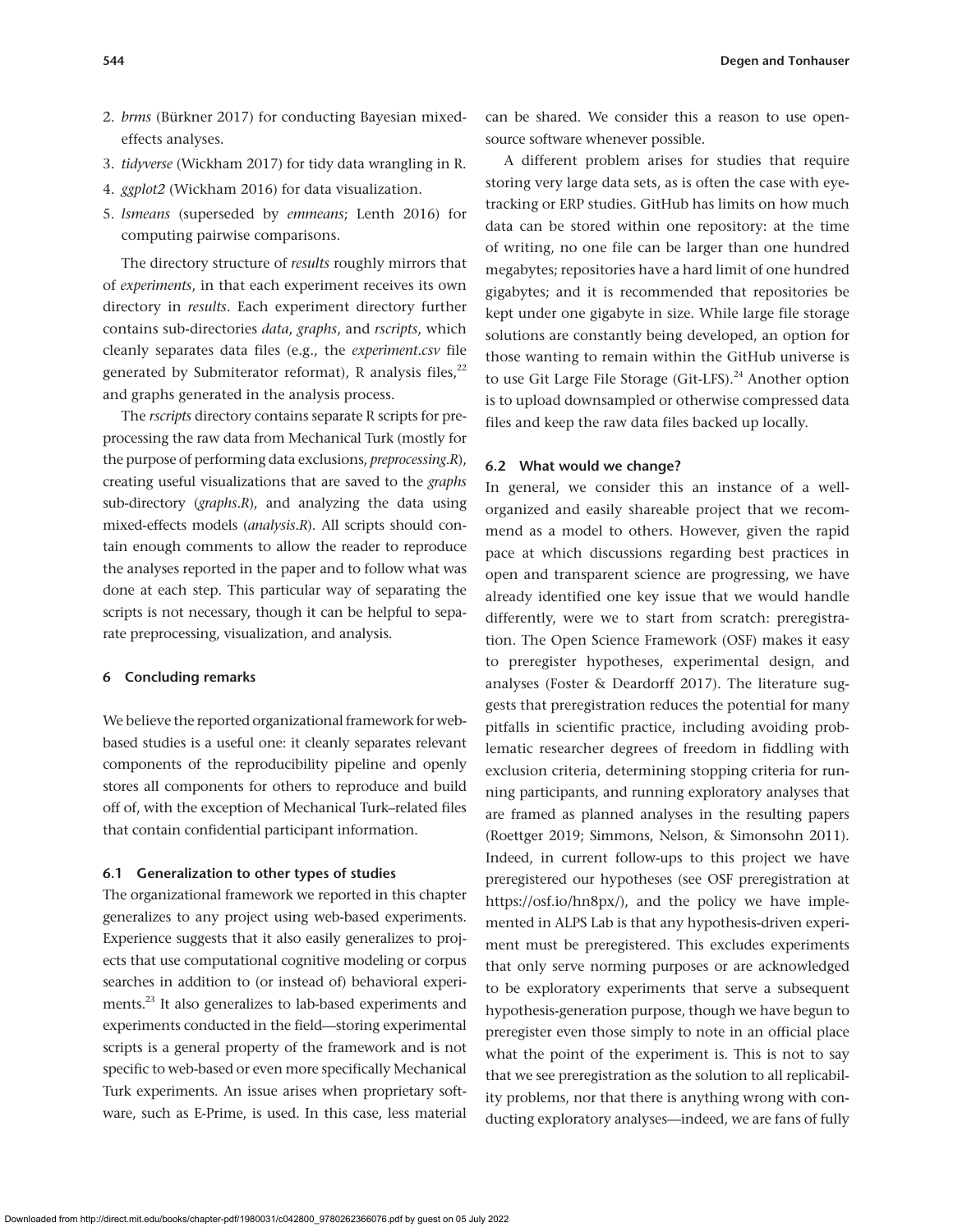2. *brms* (Bürkner 2017) for conducting Bayesian mixed-effects analyses.
3. *tidyverse* (Wickham 2017) for tidy data wrangling in R.
4. *ggplot2* (Wickham 2016) for data visualization.
5. *lsmeans* (superseded by *emmeans*; Lenth 2016) for computing pairwise comparisons.

The directory structure of *results* roughly mirrors that of *experiments*, in that each experiment receives its own directory in *results*. Each experiment directory further contains sub-directories *data*, *graphs*, and *rscripts*, which cleanly separates data files (e.g., the *experiment.csv* file generated by Submiterator reformat), R analysis files,[22] and graphs generated in the analysis process.

The *rscripts* directory contains separate R scripts for preprocessing the raw data from Mechanical Turk (mostly for the purpose of performing data exclusions, *preprocessing.R*), creating useful visualizations that are saved to the *graphs* sub-directory (*graphs.R*), and analyzing the data using mixed-effects models (*analysis.R*). All scripts should contain enough comments to allow the reader to reproduce the analyses reported in the paper and to follow what was done at each step. This particular way of separating the scripts is not necessary, though it can be helpful to separate preprocessing, visualization, and analysis.

## 6 Concluding remarks

We believe the reported organizational framework for web-based studies is a useful one: it cleanly separates relevant components of the reproducibility pipeline and openly stores all components for others to reproduce and build off of, with the exception of Mechanical Turk–related files that contain confidential participant information.

### 6.1 Generalization to other types of studies

The organizational framework we reported in this chapter generalizes to any project using web-based experiments. Experience suggests that it also easily generalizes to projects that use computational cognitive modeling or corpus searches in addition to (or instead of) behavioral experiments.[23] It also generalizes to lab-based experiments and experiments conducted in the field—storing experimental scripts is a general property of the framework and is not specific to web-based or even more specifically Mechanical Turk experiments. An issue arises when proprietary software, such as E-Prime, is used. In this case, less material can be shared. We consider this a reason to use open-source software whenever possible.

A different problem arises for studies that require storing very large data sets, as is often the case with eye-tracking or ERP studies. GitHub has limits on how much data can be stored within one repository: at the time of writing, no one file can be larger than one hundred megabytes; repositories have a hard limit of one hundred gigabytes; and it is recommended that repositories be kept under one gigabyte in size. While large file storage solutions are constantly being developed, an option for those wanting to remain within the GitHub universe is to use Git Large File Storage (Git-LFS).[24] Another option is to upload downsampled or otherwise compressed data files and keep the raw data files backed up locally.

### 6.2 What would we change?

In general, we consider this an instance of a well-organized and easily shareable project that we recommend as a model to others. However, given the rapid pace at which discussions regarding best practices in open and transparent science are progressing, we have already identified one key issue that we would handle differently, were we to start from scratch: preregistration. The Open Science Framework (OSF) makes it easy to preregister hypotheses, experimental design, and analyses (Foster & Deardorff 2017). The literature suggests that preregistration reduces the potential for many pitfalls in scientific practice, including avoiding problematic researcher degrees of freedom in fiddling with exclusion criteria, determining stopping criteria for running participants, and running exploratory analyses that are framed as planned analyses in the resulting papers (Roettger 2019; Simmons, Nelson, & Simonsohn 2011). Indeed, in current follow-ups to this project we have preregistered our hypotheses (see OSF preregistration at https://osf.io/hn8px/), and the policy we have implemented in ALPS Lab is that any hypothesis-driven experiment must be preregistered. This excludes experiments that only serve norming purposes or are acknowledged to be exploratory experiments that serve a subsequent hypothesis-generation purpose, though we have begun to preregister even those simply to note in an official place what the point of the experiment is. This is not to say that we see preregistration as the solution to all replicability problems, nor that there is anything wrong with conducting exploratory analyses—indeed, we are fans of fully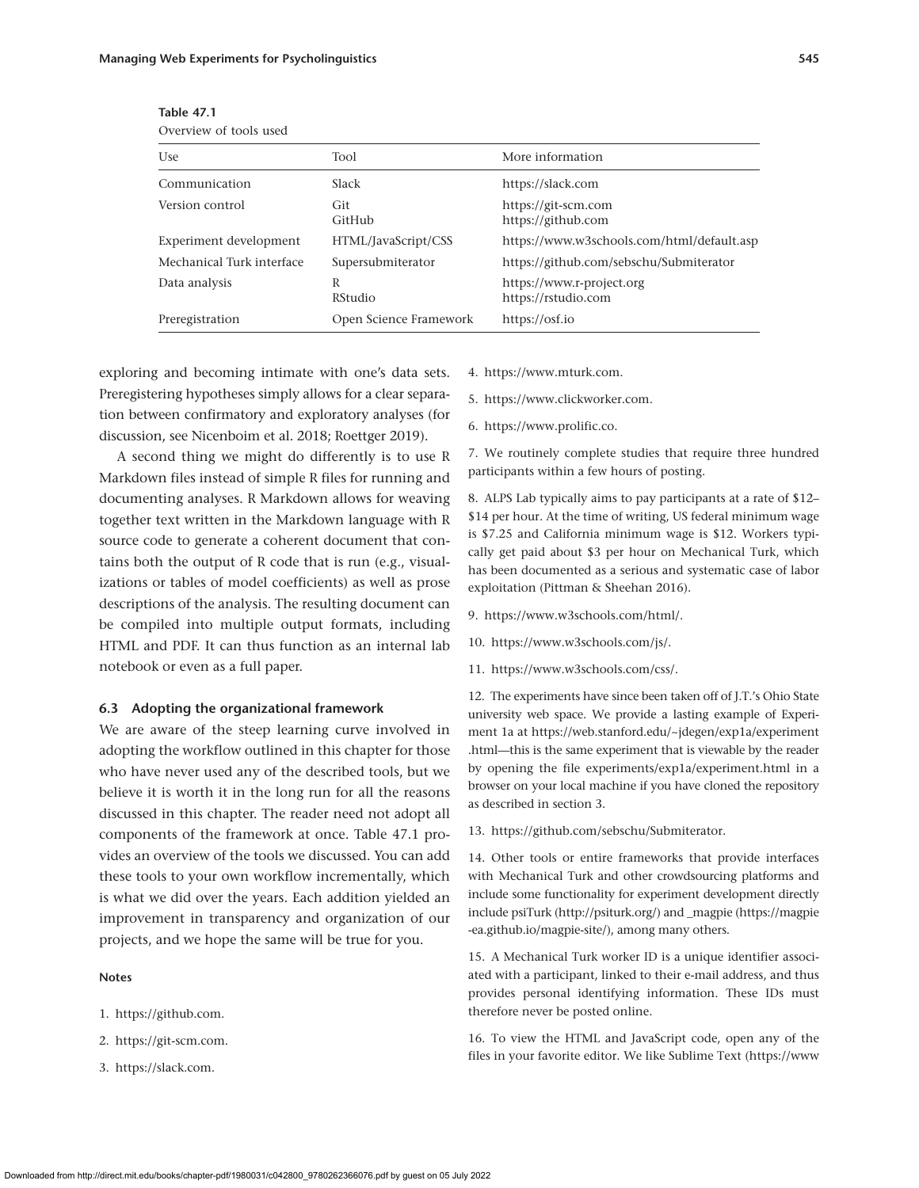**Table 47.1**
Overview of tools used

| Use | Tool | More information |
|---|---|---|
| Communication | Slack | https://slack.com |
| Version control | Git<br>GitHub | https://git-scm.com<br>https://github.com |
| Experiment development | HTML/JavaScript/CSS | https://www.w3schools.com/html/default.asp |
| Mechanical Turk interface | Supersubmiterator | https://github.com/sebschu/Submiterator |
| Data analysis | R<br>RStudio | https://www.r-project.org<br>https://rstudio.com |
| Preregistration | Open Science Framework | https://osf.io |

exploring and becoming intimate with one's data sets. Preregistering hypotheses simply allows for a clear separation between confirmatory and exploratory analyses (for discussion, see Nicenboim et al. 2018; Roettger 2019).

A second thing we might do differently is to use R Markdown files instead of simple R files for running and documenting analyses. R Markdown allows for weaving together text written in the Markdown language with R source code to generate a coherent document that contains both the output of R code that is run (e.g., visualizations or tables of model coefficients) as well as prose descriptions of the analysis. The resulting document can be compiled into multiple output formats, including HTML and PDF. It can thus function as an internal lab notebook or even as a full paper.

### 6.3 Adopting the organizational framework

We are aware of the steep learning curve involved in adopting the workflow outlined in this chapter for those who have never used any of the described tools, but we believe it is worth it in the long run for all the reasons discussed in this chapter. The reader need not adopt all components of the framework at once. Table 47.1 provides an overview of the tools we discussed. You can add these tools to your own workflow incrementally, which is what we did over the years. Each addition yielded an improvement in transparency and organization of our projects, and we hope the same will be true for you.

#### Notes

1. https://github.com.

2. https://git-scm.com.

3. https://slack.com.

4. https://www.mturk.com.

5. https://www.clickworker.com.

6. https://www.prolific.co.

7. We routinely complete studies that require three hundred participants within a few hours of posting.

8. ALPS Lab typically aims to pay participants at a rate of $12–$14 per hour. At the time of writing, US federal minimum wage is $7.25 and California minimum wage is $12. Workers typically get paid about $3 per hour on Mechanical Turk, which has been documented as a serious and systematic case of labor exploitation (Pittman & Sheehan 2016).

9. https://www.w3schools.com/html/.

10. https://www.w3schools.com/js/.

11. https://www.w3schools.com/css/.

12. The experiments have since been taken off of J.T.'s Ohio State university web space. We provide a lasting example of Experiment 1a at https://web.stanford.edu/~jdegen/exp1a/experiment.html—this is the same experiment that is viewable by the reader by opening the file experiments/exp1a/experiment.html in a browser on your local machine if you have cloned the repository as described in section 3.

13. https://github.com/sebschu/Submiterator.

14. Other tools or entire frameworks that provide interfaces with Mechanical Turk and other crowdsourcing platforms and include some functionality for experiment development directly include psiTurk (http://psiturk.org/) and _magpie (https://magpie-ea.github.io/magpie-site/), among many others.

15. A Mechanical Turk worker ID is a unique identifier associated with a participant, linked to their e-mail address, and thus provides personal identifying information. These IDs must therefore never be posted online.

16. To view the HTML and JavaScript code, open any of the files in your favorite editor. We like Sublime Text (https://www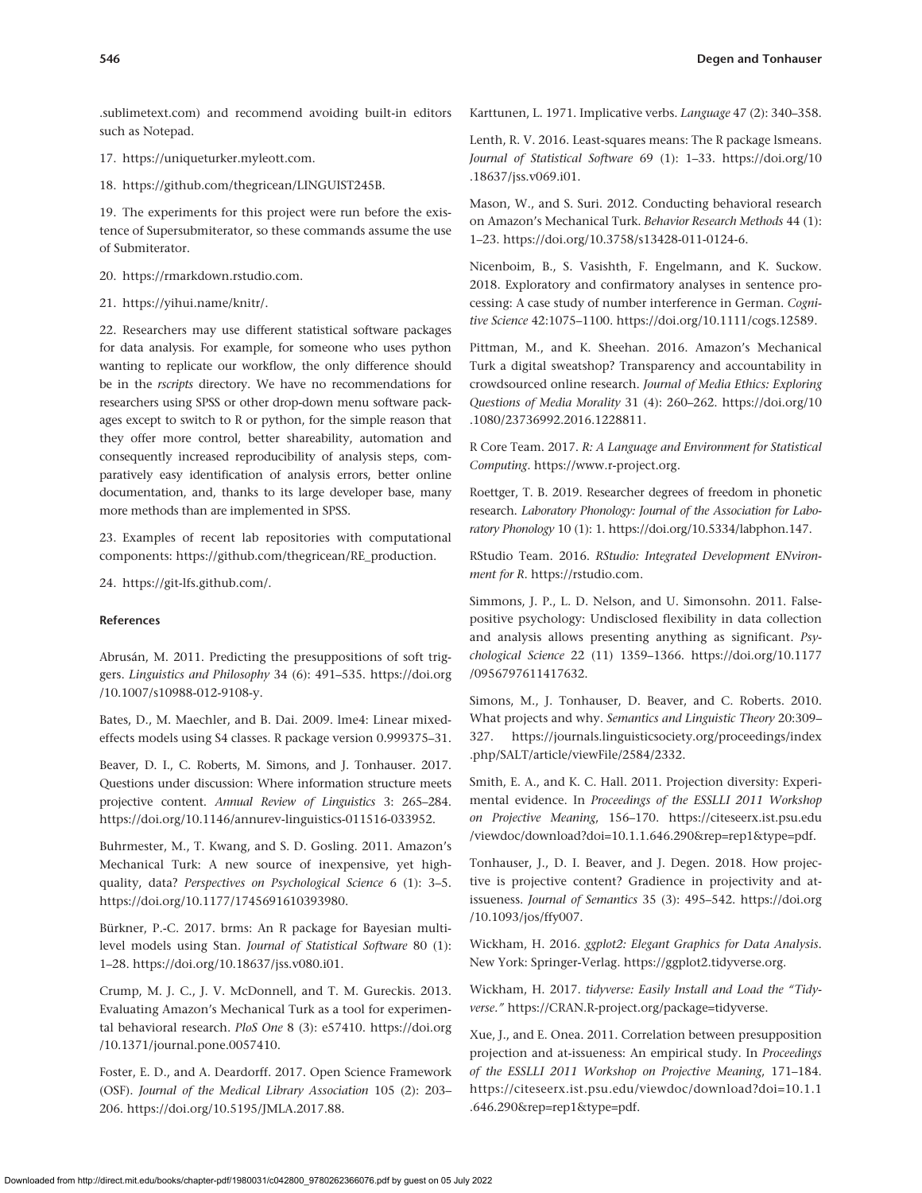.sublimetext.com) and recommend avoiding built-in editors such as Notepad.

17. https://uniqueturker.myleott.com.

18. https://github.com/thegricean/LINGUIST245B.

19. The experiments for this project were run before the existence of Supersubmiterator, so these commands assume the use of Submiterator.

20. https://rmarkdown.rstudio.com.

21. https://yihui.name/knitr/.

22. Researchers may use different statistical software packages for data analysis. For example, for someone who uses python wanting to replicate our workflow, the only difference should be in the *rscripts* directory. We have no recommendations for researchers using SPSS or other drop-down menu software packages except to switch to R or python, for the simple reason that they offer more control, better shareability, automation and consequently increased reproducibility of analysis steps, comparatively easy identification of analysis errors, better online documentation, and, thanks to its large developer base, many more methods than are implemented in SPSS.

23. Examples of recent lab repositories with computational components: https://github.com/thegricean/RE_production.

24. https://git-lfs.github.com/.

#### References

Abrusán, M. 2011. Predicting the presuppositions of soft triggers. *Linguistics and Philosophy* 34 (6): 491–535. https://doi.org/10.1007/s10988-012-9108-y.

Bates, D., M. Maechler, and B. Dai. 2009. lme4: Linear mixed-effects models using S4 classes. R package version 0.999375–31.

Beaver, D. I., C. Roberts, M. Simons, and J. Tonhauser. 2017. Questions under discussion: Where information structure meets projective content. *Annual Review of Linguistics* 3: 265–284. https://doi.org/10.1146/annurev-linguistics-011516-033952.

Buhrmester, M., T. Kwang, and S. D. Gosling. 2011. Amazon's Mechanical Turk: A new source of inexpensive, yet high-quality, data? *Perspectives on Psychological Science* 6 (1): 3–5. https://doi.org/10.1177/1745691610393980.

Bürkner, P.-C. 2017. brms: An R package for Bayesian multilevel models using Stan. *Journal of Statistical Software* 80 (1): 1–28. https://doi.org/10.18637/jss.v080.i01.

Crump, M. J. C., J. V. McDonnell, and T. M. Gureckis. 2013. Evaluating Amazon's Mechanical Turk as a tool for experimental behavioral research. *PloS One* 8 (3): e57410. https://doi.org/10.1371/journal.pone.0057410.

Foster, E. D., and A. Deardorff. 2017. Open Science Framework (OSF). *Journal of the Medical Library Association* 105 (2): 203–206. https://doi.org/10.5195/JMLA.2017.88.

Karttunen, L. 1971. Implicative verbs. *Language* 47 (2): 340–358.

Lenth, R. V. 2016. Least-squares means: The R package lsmeans. *Journal of Statistical Software* 69 (1): 1–33. https://doi.org/10.18637/jss.v069.i01.

Mason, W., and S. Suri. 2012. Conducting behavioral research on Amazon's Mechanical Turk. *Behavior Research Methods* 44 (1): 1–23. https://doi.org/10.3758/s13428-011-0124-6.

Nicenboim, B., S. Vasishth, F. Engelmann, and K. Suckow. 2018. Exploratory and confirmatory analyses in sentence processing: A case study of number interference in German. *Cognitive Science* 42:1075–1100. https://doi.org/10.1111/cogs.12589.

Pittman, M., and K. Sheehan. 2016. Amazon's Mechanical Turk a digital sweatshop? Transparency and accountability in crowdsourced online research. *Journal of Media Ethics: Exploring Questions of Media Morality* 31 (4): 260–262. https://doi.org/10.1080/23736992.2016.1228811.

R Core Team. 2017. *R: A Language and Environment for Statistical Computing*. https://www.r-project.org.

Roettger, T. B. 2019. Researcher degrees of freedom in phonetic research. *Laboratory Phonology: Journal of the Association for Laboratory Phonology* 10 (1): 1. https://doi.org/10.5334/labphon.147.

RStudio Team. 2016. *RStudio: Integrated Development ENvironment for R*. https://rstudio.com.

Simmons, J. P., L. D. Nelson, and U. Simonsohn. 2011. False-positive psychology: Undisclosed flexibility in data collection and analysis allows presenting anything as significant. *Psychological Science* 22 (11) 1359–1366. https://doi.org/10.1177/0956797611417632.

Simons, M., J. Tonhauser, D. Beaver, and C. Roberts. 2010. What projects and why. *Semantics and Linguistic Theory* 20:309–327. https://journals.linguisticsociety.org/proceedings/index.php/SALT/article/viewFile/2584/2332.

Smith, E. A., and K. C. Hall. 2011. Projection diversity: Experimental evidence. In *Proceedings of the ESSLLI 2011 Workshop on Projective Meaning*, 156–170. https://citeseerx.ist.psu.edu/viewdoc/download?doi=10.1.1.646.290&rep=rep1&type=pdf.

Tonhauser, J., D. I. Beaver, and J. Degen. 2018. How projective is projective content? Gradience in projectivity and at-issueness. *Journal of Semantics* 35 (3): 495–542. https://doi.org/10.1093/jos/ffy007.

Wickham, H. 2016. *ggplot2: Elegant Graphics for Data Analysis*. New York: Springer-Verlag. https://ggplot2.tidyverse.org.

Wickham, H. 2017. *tidyverse: Easily Install and Load the "Tidyverse."* https://CRAN.R-project.org/package=tidyverse.

Xue, J., and E. Onea. 2011. Correlation between presupposition projection and at-issueness: An empirical study. In *Proceedings of the ESSLLI 2011 Workshop on Projective Meaning*, 171–184. https://citeseerx.ist.psu.edu/viewdoc/download?doi=10.1.1.646.290&rep=rep1&type=pdf.